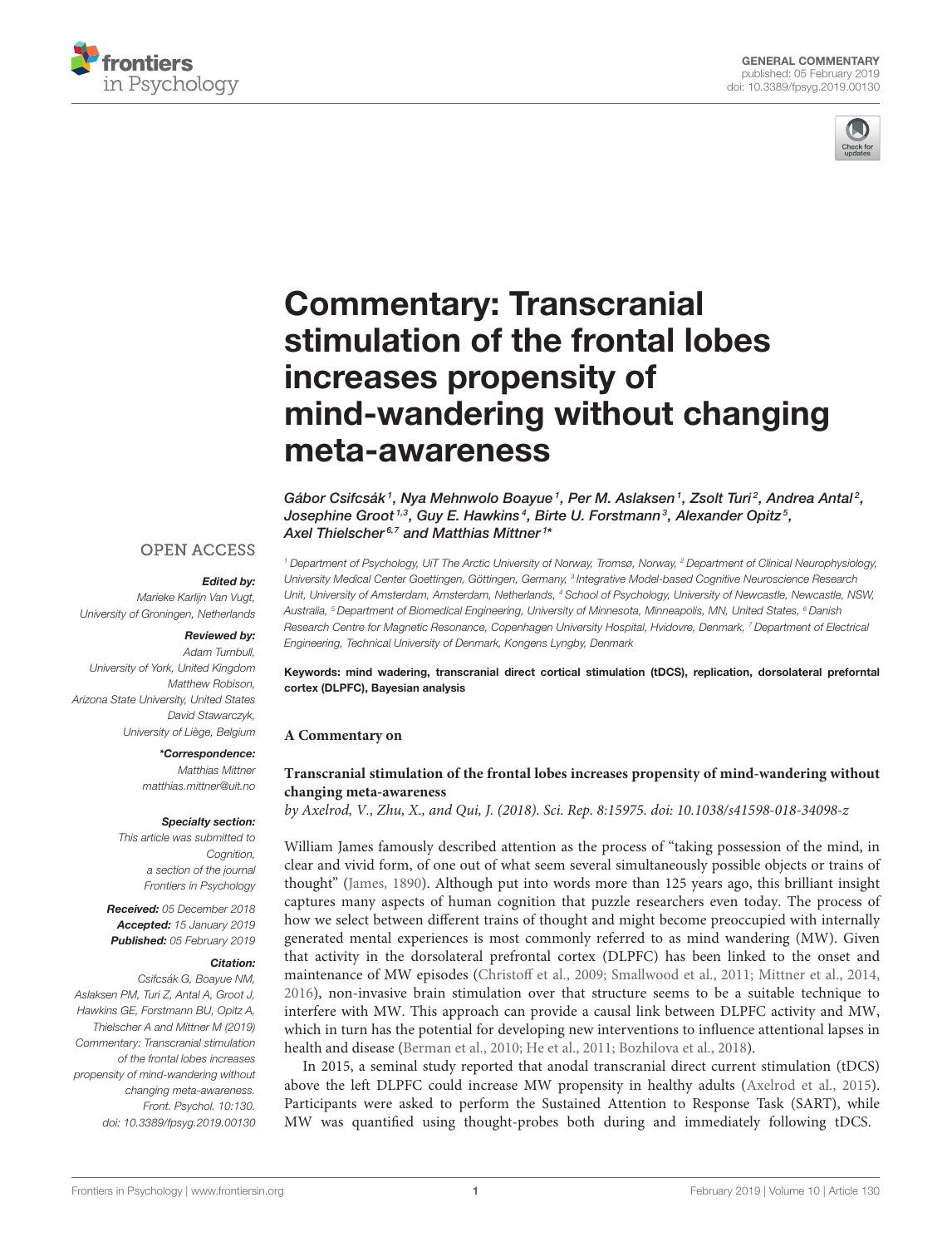GENERAL COMMENTARY
published: 05 February 2019
doi: 10.3389/fpsyg.2019.00130

# Commentary: Transcranial stimulation of the frontal lobes increases propensity of mind-wandering without changing meta-awareness

*Gábor Csifcsák[1], Nya Mehnwolo Boayue[1], Per M. Aslaksen[1], Zsolt Turi[2], Andrea Antal[2], Josephine Groot[1,3], Guy E. Hawkins[4], Birte U. Forstmann[3], Alexander Opitz[5], Axel Thielscher[6,7] and Matthias Mittner[1]\**

[1] Department of Psychology, UiT The Arctic University of Norway, Tromsø, Norway, [2] Department of Clinical Neurophysiology, University Medical Center Goettingen, Göttingen, Germany, [3] Integrative Model-based Cognitive Neuroscience Research Unit, University of Amsterdam, Amsterdam, Netherlands, [4] School of Psychology, University of Newcastle, Newcastle, NSW, Australia, [5] Department of Biomedical Engineering, University of Minnesota, Minneapolis, MN, United States, [6] Danish Research Centre for Magnetic Resonance, Copenhagen University Hospital, Hvidovre, Denmark, [7] Department of Electrical Engineering, Technical University of Denmark, Kongens Lyngby, Denmark

OPEN ACCESS

**Edited by:**
Marieke Karlijn Van Vugt,
University of Groningen, Netherlands

**Reviewed by:**
Adam Turnbull,
University of York, United Kingdom
Matthew Robison,
Arizona State University, United States
David Stawarczyk,
University of Liège, Belgium

**\*Correspondence:**
Matthias Mittner
matthias.mittner@uit.no

**Specialty section:**
This article was submitted to Cognition, a section of the journal Frontiers in Psychology

**Received:** 05 December 2018
**Accepted:** 15 January 2019
**Published:** 05 February 2019

**Citation:**
Csifcsák G, Boayue NM, Aslaksen PM, Turi Z, Antal A, Groot J, Hawkins GE, Forstmann BU, Opitz A, Thielscher A and Mittner M (2019) Commentary: Transcranial stimulation of the frontal lobes increases propensity of mind-wandering without changing meta-awareness. Front. Psychol. 10:130. doi: 10.3389/fpsyg.2019.00130

**Keywords: mind wadering, transcranial direct cortical stimulation (tDCS), replication, dorsolateral preforntal cortex (DLPFC), Bayesian analysis**

**A Commentary on**

**Transcranial stimulation of the frontal lobes increases propensity of mind-wandering without changing meta-awareness**
*by Axelrod, V., Zhu, X., and Qui, J. (2018). Sci. Rep. 8:15975. doi: 10.1038/s41598-018-34098-z*

William James famously described attention as the process of "taking possession of the mind, in clear and vivid form, of one out of what seem several simultaneously possible objects or trains of thought" (James, 1890). Although put into words more than 125 years ago, this brilliant insight captures many aspects of human cognition that puzzle researchers even today. The process of how we select between different trains of thought and might become preoccupied with internally generated mental experiences is most commonly referred to as mind wandering (MW). Given that activity in the dorsolateral prefrontal cortex (DLPFC) has been linked to the onset and maintenance of MW episodes (Christoff et al., 2009; Smallwood et al., 2011; Mittner et al., 2014, 2016), non-invasive brain stimulation over that structure seems to be a suitable technique to interfere with MW. This approach can provide a causal link between DLPFC activity and MW, which in turn has the potential for developing new interventions to influence attentional lapses in health and disease (Berman et al., 2010; He et al., 2011; Bozhilova et al., 2018).

In 2015, a seminal study reported that anodal transcranial direct current stimulation (tDCS) above the left DLPFC could increase MW propensity in healthy adults (Axelrod et al., 2015). Participants were asked to perform the Sustained Attention to Response Task (SART), while MW was quantified using thought-probes both during and immediately following tDCS.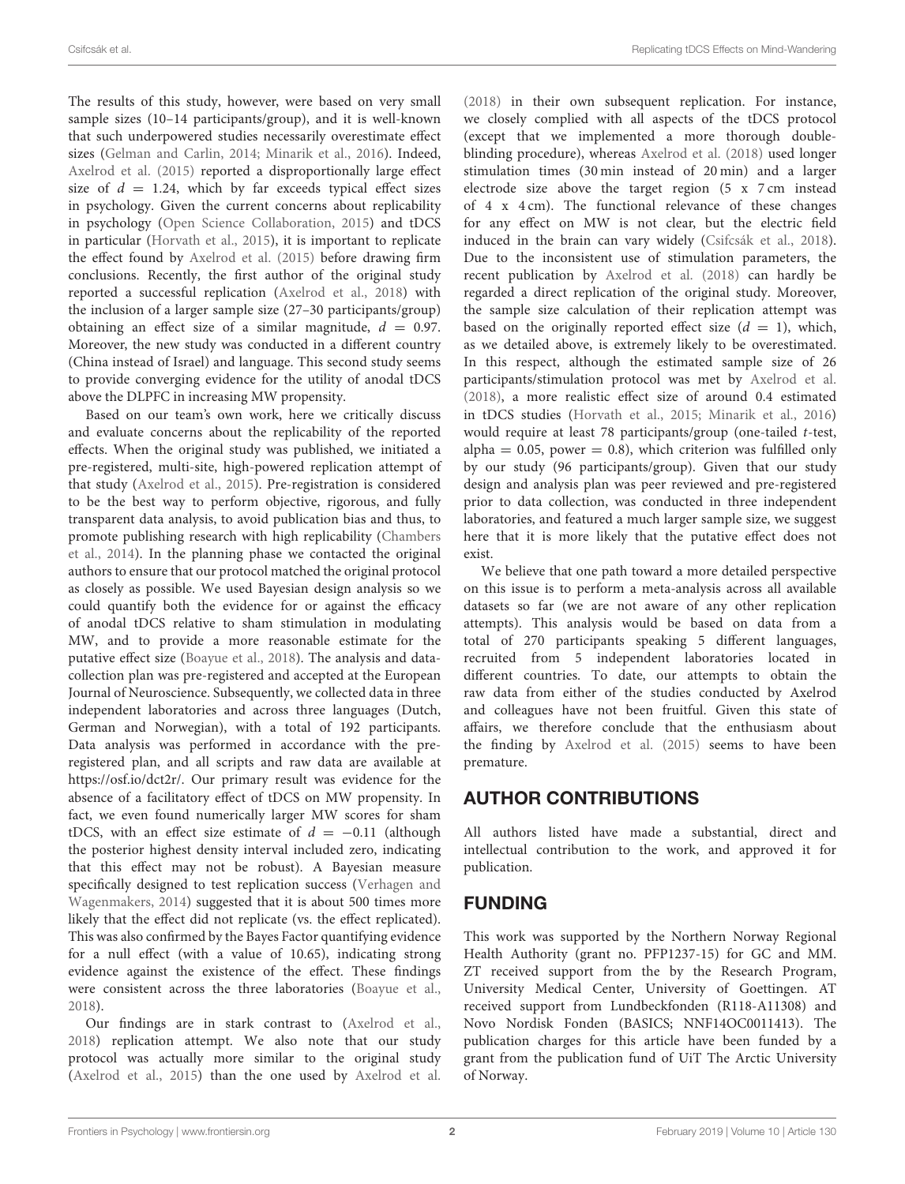The results of this study, however, were based on very small sample sizes (10–14 participants/group), and it is well-known that such underpowered studies necessarily overestimate effect sizes (Gelman and Carlin, 2014; Minarik et al., 2016). Indeed, Axelrod et al. (2015) reported a disproportionally large effect size of $d = 1.24$, which by far exceeds typical effect sizes in psychology. Given the current concerns about replicability in psychology (Open Science Collaboration, 2015) and tDCS in particular (Horvath et al., 2015), it is important to replicate the effect found by Axelrod et al. (2015) before drawing firm conclusions. Recently, the first author of the original study reported a successful replication (Axelrod et al., 2018) with the inclusion of a larger sample size (27–30 participants/group) obtaining an effect size of a similar magnitude, $d = 0.97$. Moreover, the new study was conducted in a different country (China instead of Israel) and language. This second study seems to provide converging evidence for the utility of anodal tDCS above the DLPFC in increasing MW propensity.

Based on our team's own work, here we critically discuss and evaluate concerns about the replicability of the reported effects. When the original study was published, we initiated a pre-registered, multi-site, high-powered replication attempt of that study (Axelrod et al., 2015). Pre-registration is considered to be the best way to perform objective, rigorous, and fully transparent data analysis, to avoid publication bias and thus, to promote publishing research with high replicability (Chambers et al., 2014). In the planning phase we contacted the original authors to ensure that our protocol matched the original protocol as closely as possible. We used Bayesian design analysis so we could quantify both the evidence for or against the efficacy of anodal tDCS relative to sham stimulation in modulating MW, and to provide a more reasonable estimate for the putative effect size (Boayue et al., 2018). The analysis and data-collection plan was pre-registered and accepted at the European Journal of Neuroscience. Subsequently, we collected data in three independent laboratories and across three languages (Dutch, German and Norwegian), with a total of 192 participants. Data analysis was performed in accordance with the pre-registered plan, and all scripts and raw data are available at https://osf.io/dct2r/. Our primary result was evidence for the absence of a facilitatory effect of tDCS on MW propensity. In fact, we even found numerically larger MW scores for sham tDCS, with an effect size estimate of $d = -0.11$ (although the posterior highest density interval included zero, indicating that this effect may not be robust). A Bayesian measure specifically designed to test replication success (Verhagen and Wagenmakers, 2014) suggested that it is about 500 times more likely that the effect did not replicate (vs. the effect replicated). This was also confirmed by the Bayes Factor quantifying evidence for a null effect (with a value of 10.65), indicating strong evidence against the existence of the effect. These findings were consistent across the three laboratories (Boayue et al., 2018).

Our findings are in stark contrast to (Axelrod et al., 2018) replication attempt. We also note that our study protocol was actually more similar to the original study (Axelrod et al., 2015) than the one used by Axelrod et al. (2018) in their own subsequent replication. For instance, we closely complied with all aspects of the tDCS protocol (except that we implemented a more thorough double-blinding procedure), whereas Axelrod et al. (2018) used longer stimulation times (30 min instead of 20 min) and a larger electrode size above the target region (5 x 7 cm instead of 4 x 4 cm). The functional relevance of these changes for any effect on MW is not clear, but the electric field induced in the brain can vary widely (Csifcsák et al., 2018). Due to the inconsistent use of stimulation parameters, the recent publication by Axelrod et al. (2018) can hardly be regarded a direct replication of the original study. Moreover, the sample size calculation of their replication attempt was based on the originally reported effect size ($d = 1$), which, as we detailed above, is extremely likely to be overestimated. In this respect, although the estimated sample size of 26 participants/stimulation protocol was met by Axelrod et al. (2018), a more realistic effect size of around 0.4 estimated in tDCS studies (Horvath et al., 2015; Minarik et al., 2016) would require at least 78 participants/group (one-tailed $t$-test, alpha = 0.05, power = 0.8), which criterion was fulfilled only by our study (96 participants/group). Given that our study design and analysis plan was peer reviewed and pre-registered prior to data collection, was conducted in three independent laboratories, and featured a much larger sample size, we suggest here that it is more likely that the putative effect does not exist.

We believe that one path toward a more detailed perspective on this issue is to perform a meta-analysis across all available datasets so far (we are not aware of any other replication attempts). This analysis would be based on data from a total of 270 participants speaking 5 different languages, recruited from 5 independent laboratories located in different countries. To date, our attempts to obtain the raw data from either of the studies conducted by Axelrod and colleagues have not been fruitful. Given this state of affairs, we therefore conclude that the enthusiasm about the finding by Axelrod et al. (2015) seems to have been premature.

## AUTHOR CONTRIBUTIONS

All authors listed have made a substantial, direct and intellectual contribution to the work, and approved it for publication.

## FUNDING

This work was supported by the Northern Norway Regional Health Authority (grant no. PFP1237-15) for GC and MM. ZT received support from the by the Research Program, University Medical Center, University of Goettingen. AT received support from Lundbeckfonden (R118-A11308) and Novo Nordisk Fonden (BASICS; NNF14OC0011413). The publication charges for this article have been funded by a grant from the publication fund of UiT The Arctic University of Norway.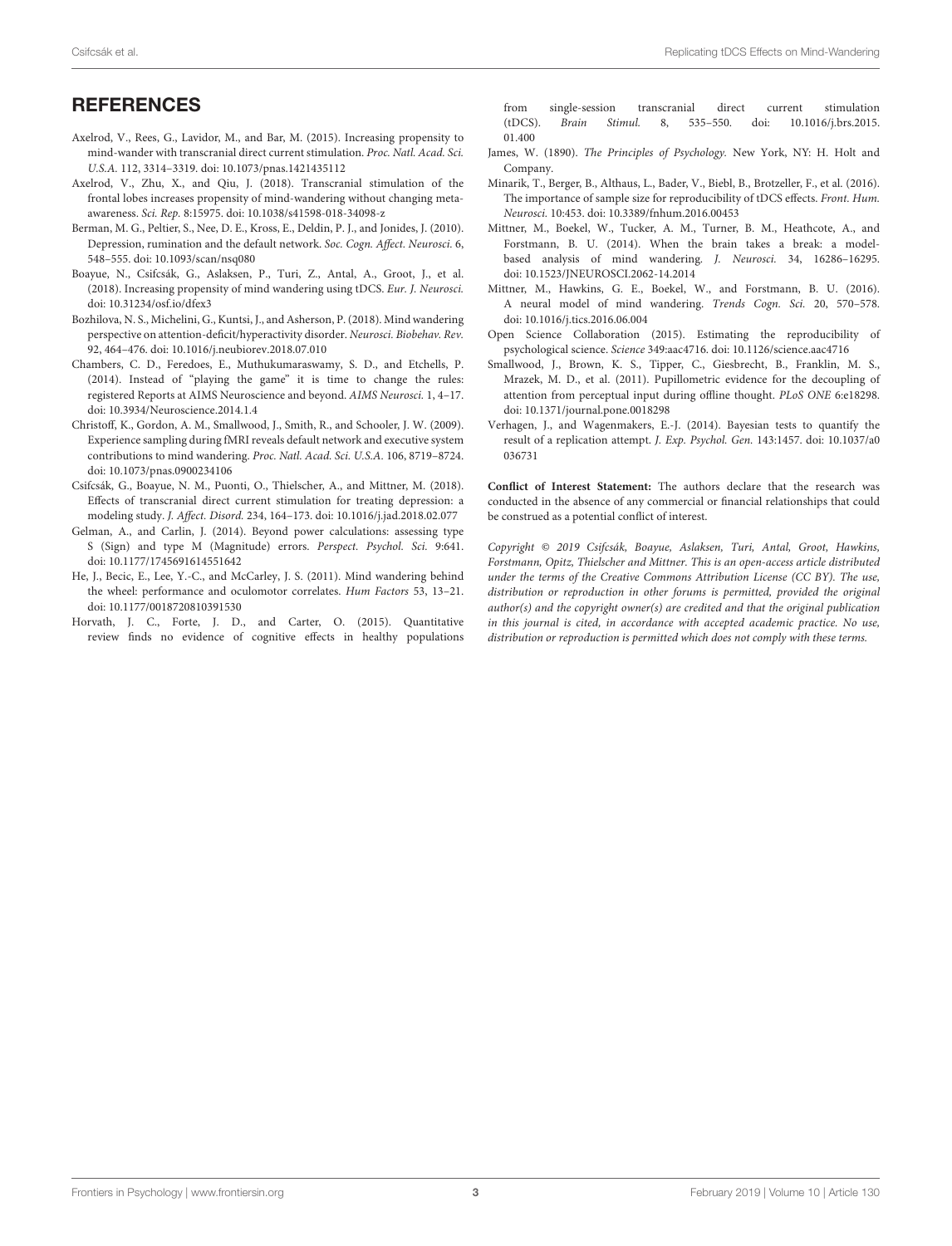## REFERENCES

Axelrod, V., Rees, G., Lavidor, M., and Bar, M. (2015). Increasing propensity to mind-wander with transcranial direct current stimulation. *Proc. Natl. Acad. Sci. U.S.A.* 112, 3314–3319. doi: 10.1073/pnas.1421435112

Axelrod, V., Zhu, X., and Qiu, J. (2018). Transcranial stimulation of the frontal lobes increases propensity of mind-wandering without changing meta-awareness. *Sci. Rep.* 8:15975. doi: 10.1038/s41598-018-34098-z

Berman, M. G., Peltier, S., Nee, D. E., Kross, E., Deldin, P. J., and Jonides, J. (2010). Depression, rumination and the default network. *Soc. Cogn. Affect. Neurosci.* 6, 548–555. doi: 10.1093/scan/nsq080

Boayue, N., Csifcsák, G., Aslaksen, P., Turi, Z., Antal, A., Groot, J., et al. (2018). Increasing propensity of mind wandering using tDCS. *Eur. J. Neurosci.* doi: 10.31234/osf.io/dfex3

Bozhilova, N. S., Michelini, G., Kuntsi, J., and Asherson, P. (2018). Mind wandering perspective on attention-deficit/hyperactivity disorder. *Neurosci. Biobehav. Rev.* 92, 464–476. doi: 10.1016/j.neubiorev.2018.07.010

Chambers, C. D., Feredoes, E., Muthukumaraswamy, S. D., and Etchells, P. (2014). Instead of "playing the game" it is time to change the rules: registered Reports at AIMS Neuroscience and beyond. *AIMS Neurosci.* 1, 4–17. doi: 10.3934/Neuroscience.2014.1.4

Christoff, K., Gordon, A. M., Smallwood, J., Smith, R., and Schooler, J. W. (2009). Experience sampling during fMRI reveals default network and executive system contributions to mind wandering. *Proc. Natl. Acad. Sci. U.S.A.* 106, 8719–8724. doi: 10.1073/pnas.0900234106

Csifcsák, G., Boayue, N. M., Puonti, O., Thielscher, A., and Mittner, M. (2018). Effects of transcranial direct current stimulation for treating depression: a modeling study. *J. Affect. Disord.* 234, 164–173. doi: 10.1016/j.jad.2018.02.077

Gelman, A., and Carlin, J. (2014). Beyond power calculations: assessing type S (Sign) and type M (Magnitude) errors. *Perspect. Psychol. Sci.* 9:641. doi: 10.1177/1745691614551642

He, J., Becic, E., Lee, Y.-C., and McCarley, J. S. (2011). Mind wandering behind the wheel: performance and oculomotor correlates. *Hum Factors* 53, 13–21. doi: 10.1177/0018720810391530

Horvath, J. C., Forte, J. D., and Carter, O. (2015). Quantitative review finds no evidence of cognitive effects in healthy populations from single-session transcranial direct current stimulation (tDCS). *Brain Stimul.* 8, 535–550. doi: 10.1016/j.brs.2015.01.400

James, W. (1890). *The Principles of Psychology.* New York, NY: H. Holt and Company.

Minarik, T., Berger, B., Althaus, L., Bader, V., Biebl, B., Brotzeller, F., et al. (2016). The importance of sample size for reproducibility of tDCS effects. *Front. Hum. Neurosci.* 10:453. doi: 10.3389/fnhum.2016.00453

Mittner, M., Boekel, W., Tucker, A. M., Turner, B. M., Heathcote, A., and Forstmann, B. U. (2014). When the brain takes a break: a model-based analysis of mind wandering. *J. Neurosci.* 34, 16286–16295. doi: 10.1523/JNEUROSCI.2062-14.2014

Mittner, M., Hawkins, G. E., Boekel, W., and Forstmann, B. U. (2016). A neural model of mind wandering. *Trends Cogn. Sci.* 20, 570–578. doi: 10.1016/j.tics.2016.06.004

Open Science Collaboration (2015). Estimating the reproducibility of psychological science. *Science* 349:aac4716. doi: 10.1126/science.aac4716

Smallwood, J., Brown, K. S., Tipper, C., Giesbrecht, B., Franklin, M. S., Mrazek, M. D., et al. (2011). Pupillometric evidence for the decoupling of attention from perceptual input during offline thought. *PLoS ONE* 6:e18298. doi: 10.1371/journal.pone.0018298

Verhagen, J., and Wagenmakers, E.-J. (2014). Bayesian tests to quantify the result of a replication attempt. *J. Exp. Psychol. Gen.* 143:1457. doi: 10.1037/a0036731

**Conflict of Interest Statement:** The authors declare that the research was conducted in the absence of any commercial or financial relationships that could be construed as a potential conflict of interest.

*Copyright © 2019 Csifcsák, Boayue, Aslaksen, Turi, Antal, Groot, Hawkins, Forstmann, Opitz, Thielscher and Mittner. This is an open-access article distributed under the terms of the Creative Commons Attribution License (CC BY). The use, distribution or reproduction in other forums is permitted, provided the original author(s) and the copyright owner(s) are credited and that the original publication in this journal is cited, in accordance with accepted academic practice. No use, distribution or reproduction is permitted which does not comply with these terms.*